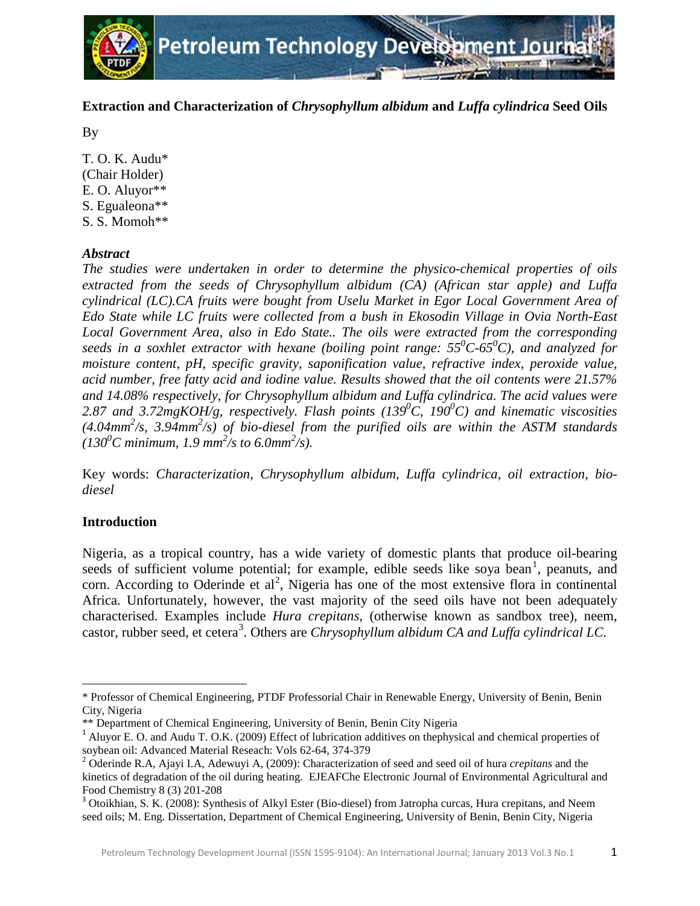**Extraction and Characterization of *Chrysophyllum albidum* and *Luffa cylindrica* Seed Oils**

By

T. O. K. Audu*
(Chair Holder)
E. O. Aluyor**
S. Egualeona**
S. S. Momoh**

***Abstract***

*The studies were undertaken in order to determine the physico-chemical properties of oils extracted from the seeds of Chrysophyllum albidum (CA) (African star apple) and Luffa cylindrical (LC).CA fruits were bought from Uselu Market in Egor Local Government Area of Edo State while LC fruits were collected from a bush in Ekosodin Village in Ovia North-East Local Government Area, also in Edo State.. The oils were extracted from the corresponding seeds in a soxhlet extractor with hexane (boiling point range: $55^0C$-$65^0C$), and analyzed for moisture content, pH, specific gravity, saponification value, refractive index, peroxide value, acid number, free fatty acid and iodine value. Results showed that the oil contents were 21.57% and 14.08% respectively, for Chrysophyllum albidum and Luffa cylindrica. The acid values were 2.87 and 3.72mgKOH/g, respectively. Flash points ($139^0C$, $190^0C$) and kinematic viscosities ($4.04mm^2/s$, $3.94mm^2/s$) of bio-diesel from the purified oils are within the ASTM standards ($130^0C$ minimum, $1.9\ mm^2/s$ to $6.0mm^2/s$).*

Key words: *Characterization, Chrysophyllum albidum, Luffa cylindrica, oil extraction, bio-diesel*

## Introduction

Nigeria, as a tropical country, has a wide variety of domestic plants that produce oil-bearing seeds of sufficient volume potential; for example, edible seeds like soya bean[1], peanuts, and corn. According to Oderinde et al[2], Nigeria has one of the most extensive flora in continental Africa. Unfortunately, however, the vast majority of the seed oils have not been adequately characterised. Examples include *Hura crepitans*, (otherwise known as sandbox tree), neem, castor, rubber seed, et cetera[3]. Others are *Chrysophyllum albidum CA and Luffa cylindrical LC.*

---

\* Professor of Chemical Engineering, PTDF Professorial Chair in Renewable Energy, University of Benin, Benin City, Nigeria

\** Department of Chemical Engineering, University of Benin, Benin City Nigeria

[1] Aluyor E. O. and Audu T. O.K. (2009) Effect of lubrication additives on thephysical and chemical properties of soybean oil: Advanced Material Reseach: Vols 62-64, 374-379

[2] Oderinde R.A, Ajayi I.A, Adewuyi A, (2009): Characterization of seed and seed oil of hura *crepitans* and the kinetics of degradation of the oil during heating. EJEAFChe Electronic Journal of Environmental Agricultural and Food Chemistry 8 (3) 201-208

[3] Otoikhian, S. K. (2008): Synthesis of Alkyl Ester (Bio-diesel) from Jatropha curcas, Hura crepitans, and Neem seed oils; M. Eng. Dissertation, Department of Chemical Engineering, University of Benin, Benin City, Nigeria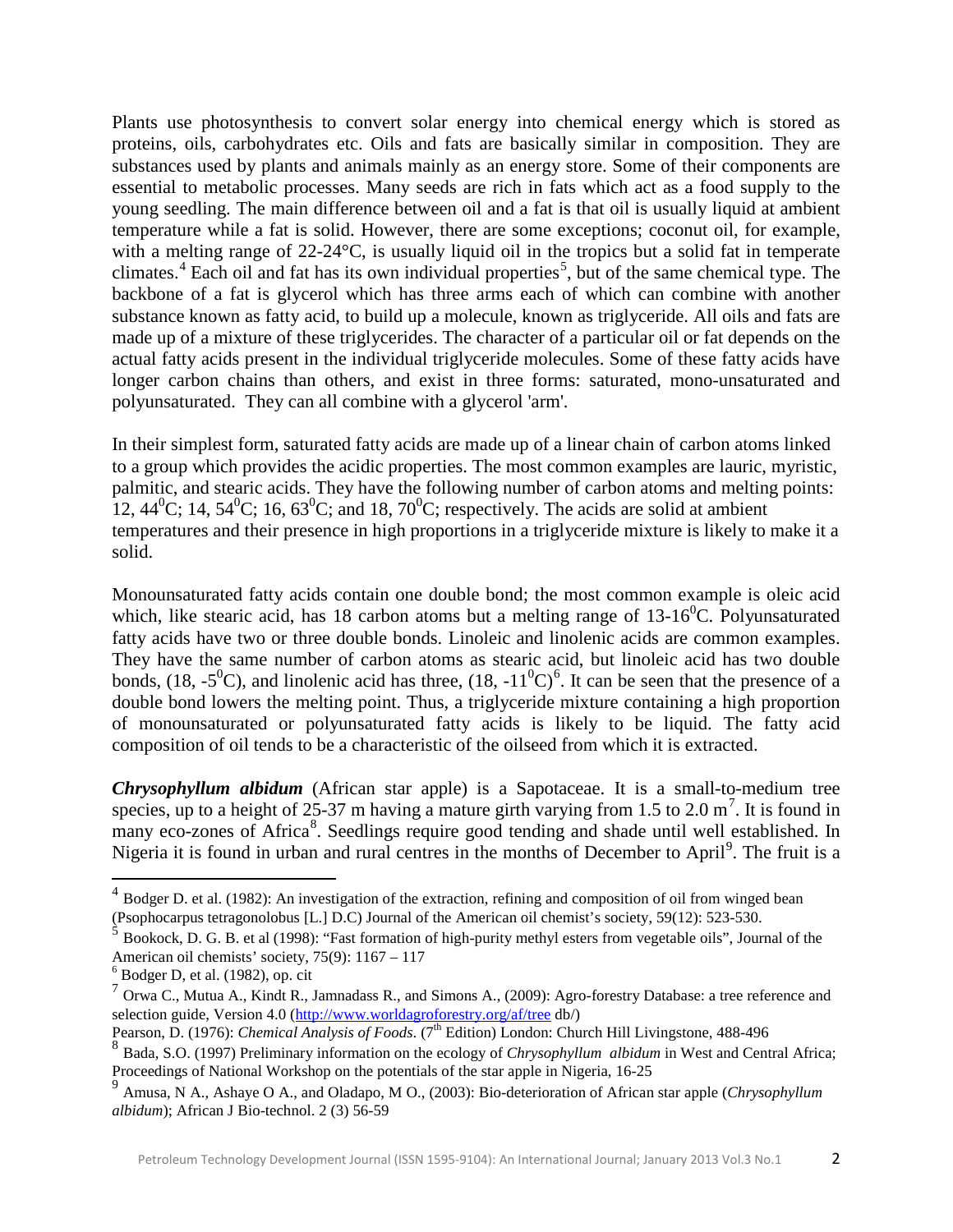Plants use photosynthesis to convert solar energy into chemical energy which is stored as proteins, oils, carbohydrates etc. Oils and fats are basically similar in composition. They are substances used by plants and animals mainly as an energy store. Some of their components are essential to metabolic processes. Many seeds are rich in fats which act as a food supply to the young seedling. The main difference between oil and a fat is that oil is usually liquid at ambient temperature while a fat is solid. However, there are some exceptions; coconut oil, for example, with a melting range of 22-24°C, is usually liquid oil in the tropics but a solid fat in temperate climates.[4] Each oil and fat has its own individual properties[5], but of the same chemical type. The backbone of a fat is glycerol which has three arms each of which can combine with another substance known as fatty acid, to build up a molecule, known as triglyceride. All oils and fats are made up of a mixture of these triglycerides. The character of a particular oil or fat depends on the actual fatty acids present in the individual triglyceride molecules. Some of these fatty acids have longer carbon chains than others, and exist in three forms: saturated, mono-unsaturated and polyunsaturated. They can all combine with a glycerol 'arm'.

In their simplest form, saturated fatty acids are made up of a linear chain of carbon atoms linked to a group which provides the acidic properties. The most common examples are lauric, myristic, palmitic, and stearic acids. They have the following number of carbon atoms and melting points: 12, $44^0$C; 14, $54^0$C; 16, $63^0$C; and 18, $70^0$C; respectively. The acids are solid at ambient temperatures and their presence in high proportions in a triglyceride mixture is likely to make it a solid.

Monounsaturated fatty acids contain one double bond; the most common example is oleic acid which, like stearic acid, has 18 carbon atoms but a melting range of 13-$16^0$C. Polyunsaturated fatty acids have two or three double bonds. Linoleic and linolenic acids are common examples. They have the same number of carbon atoms as stearic acid, but linoleic acid has two double bonds, (18, -$5^0$C), and linolenic acid has three, (18, -$11^0$C)[6]. It can be seen that the presence of a double bond lowers the melting point. Thus, a triglyceride mixture containing a high proportion of monounsaturated or polyunsaturated fatty acids is likely to be liquid. The fatty acid composition of oil tends to be a characteristic of the oilseed from which it is extracted.

***Chrysophyllum albidum*** (African star apple) is a Sapotaceae. It is a small-to-medium tree species, up to a height of 25-37 m having a mature girth varying from 1.5 to 2.0 m[7]. It is found in many eco-zones of Africa[8]. Seedlings require good tending and shade until well established. In Nigeria it is found in urban and rural centres in the months of December to April[9]. The fruit is a

---

[4] Bodger D. et al. (1982): An investigation of the extraction, refining and composition of oil from winged bean (Psophocarpus tetragonolobus [L.] D.C) Journal of the American oil chemist's society, 59(12): 523-530.

[5] Bookock, D. G. B. et al (1998): "Fast formation of high-purity methyl esters from vegetable oils", Journal of the American oil chemists' society, 75(9): 1167 – 117

[6] Bodger D, et al. (1982), op. cit

[7] Orwa C., Mutua A., Kindt R., Jamnadass R., and Simons A., (2009): Agro-forestry Database: a tree reference and selection guide, Version 4.0 (http://www.worldagroforestry.org/af/tree db/)

Pearson, D. (1976): *Chemical Analysis of Foods*. (7th Edition) London: Church Hill Livingstone, 488-496

[8] Bada, S.O. (1997) Preliminary information on the ecology of *Chrysophyllum albidum* in West and Central Africa; Proceedings of National Workshop on the potentials of the star apple in Nigeria, 16-25

[9] Amusa, N A., Ashaye O A., and Oladapo, M O., (2003): Bio-deterioration of African star apple (*Chrysophyllum albidum*); African J Bio-technol. 2 (3) 56-59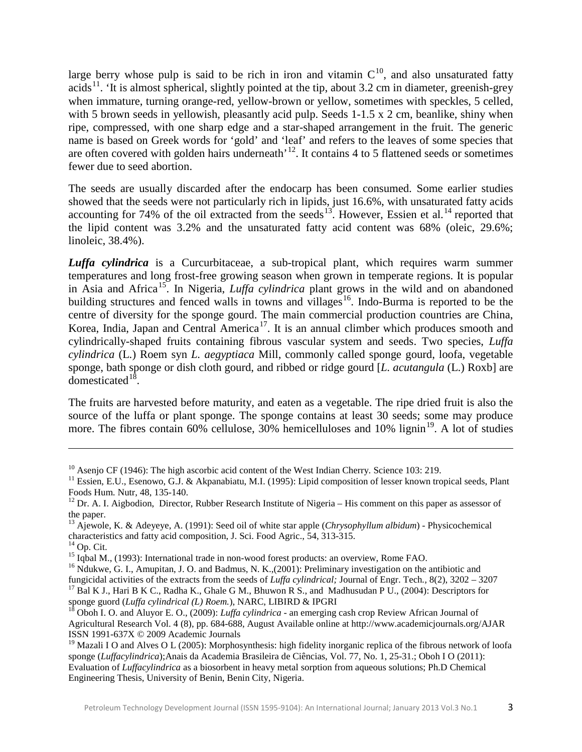large berry whose pulp is said to be rich in iron and vitamin C[10], and also unsaturated fatty acids[11]. 'It is almost spherical, slightly pointed at the tip, about 3.2 cm in diameter, greenish-grey when immature, turning orange-red, yellow-brown or yellow, sometimes with speckles, 5 celled, with 5 brown seeds in yellowish, pleasantly acid pulp. Seeds 1-1.5 x 2 cm, beanlike, shiny when ripe, compressed, with one sharp edge and a star-shaped arrangement in the fruit. The generic name is based on Greek words for 'gold' and 'leaf' and refers to the leaves of some species that are often covered with golden hairs underneath'[12]. It contains 4 to 5 flattened seeds or sometimes fewer due to seed abortion.

The seeds are usually discarded after the endocarp has been consumed. Some earlier studies showed that the seeds were not particularly rich in lipids, just 16.6%, with unsaturated fatty acids accounting for 74% of the oil extracted from the seeds[13]. However, Essien et al.[14] reported that the lipid content was 3.2% and the unsaturated fatty acid content was 68% (oleic, 29.6%; linoleic, 38.4%).

***Luffa cylindrica*** is a Curcurbitaceae, a sub-tropical plant, which requires warm summer temperatures and long frost-free growing season when grown in temperate regions. It is popular in Asia and Africa[15]. In Nigeria, *Luffa cylindrica* plant grows in the wild and on abandoned building structures and fenced walls in towns and villages[16]. Indo-Burma is reported to be the centre of diversity for the sponge gourd. The main commercial production countries are China, Korea, India, Japan and Central America[17]. It is an annual climber which produces smooth and cylindrically-shaped fruits containing fibrous vascular system and seeds. Two species, *Luffa cylindrica* (L.) Roem syn *L. aegyptiaca* Mill, commonly called sponge gourd, loofa, vegetable sponge, bath sponge or dish cloth gourd, and ribbed or ridge gourd [*L. acutangula* (L.) Roxb] are domesticated[18].

The fruits are harvested before maturity, and eaten as a vegetable. The ripe dried fruit is also the source of the luffa or plant sponge. The sponge contains at least 30 seeds; some may produce more. The fibres contain 60% cellulose, 30% hemicelluloses and 10% lignin[19]. A lot of studies

---

[10] Asenjo CF (1946): The high ascorbic acid content of the West Indian Cherry. Science 103: 219.

[11] Essien, E.U., Esenowo, G.J. & Akpanabiatu, M.I. (1995): Lipid composition of lesser known tropical seeds, Plant Foods Hum. Nutr, 48, 135-140.

[12] Dr. A. I. Aigbodion, Director, Rubber Research Institute of Nigeria – His comment on this paper as assessor of the paper.

[13] Ajewole, K. & Adeyeye, A. (1991): Seed oil of white star apple (*Chrysophyllum albidum*) - Physicochemical characteristics and fatty acid composition, J. Sci. Food Agric., 54, 313-315.

[14] Op. Cit.

[15] Iqbal M., (1993): International trade in non-wood forest products: an overview, Rome FAO.

[16] Ndukwe, G. I., Amupitan, J. O. and Badmus, N. K.,(2001): Preliminary investigation on the antibiotic and fungicidal activities of the extracts from the seeds of *Luffa cylindrical;* Journal of Engr. Tech., 8(2), 3202 – 3207

[17] Bal K J., Hari B K C., Radha K., Ghale G M., Bhuwon R S., and Madhusudan P U., (2004): Descriptors for sponge guord (*Luffa cylindrical (L) Roem.*), NARC, LIBIRD & IPGRI

[18] Oboh I. O. and Aluyor E. O., (2009): *Luffa cylindrica* - an emerging cash crop Review African Journal of Agricultural Research Vol. 4 (8), pp. 684-688, August Available online at http://www.academicjournals.org/AJAR ISSN 1991-637X © 2009 Academic Journals

[19] Mazali I O and Alves O L (2005): Morphosynthesis: high fidelity inorganic replica of the fibrous network of loofa sponge (*Luffacylindrica*);Anais da Academia Brasileira de Ciências, Vol. 77, No. 1, 25-31.; Oboh I O (2011): Evaluation of *Luffacylindrica* as a biosorbent in heavy metal sorption from aqueous solutions; Ph.D Chemical Engineering Thesis, University of Benin, Benin City, Nigeria.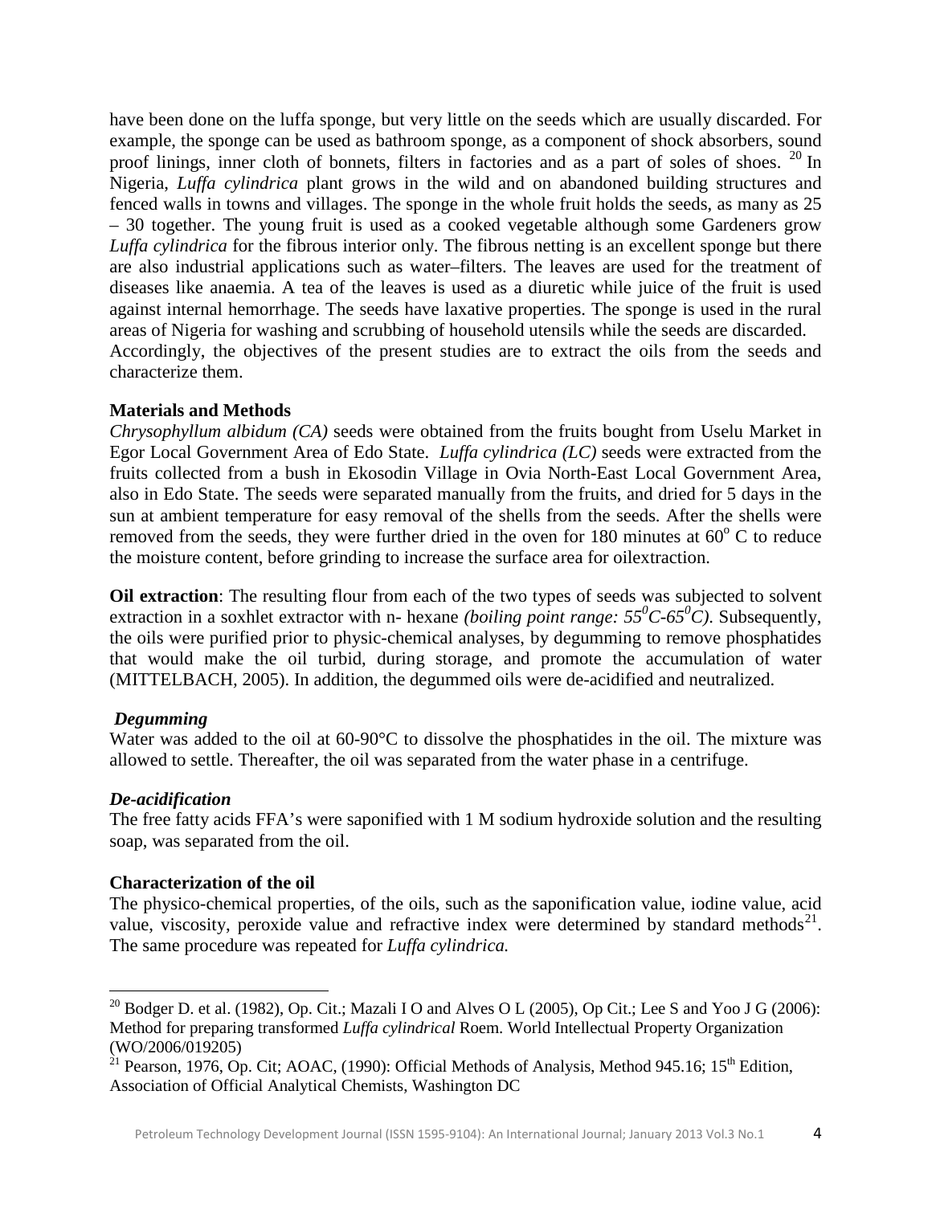have been done on the luffa sponge, but very little on the seeds which are usually discarded. For example, the sponge can be used as bathroom sponge, as a component of shock absorbers, sound proof linings, inner cloth of bonnets, filters in factories and as a part of soles of shoes. [20] In Nigeria, *Luffa cylindrica* plant grows in the wild and on abandoned building structures and fenced walls in towns and villages. The sponge in the whole fruit holds the seeds, as many as 25 – 30 together. The young fruit is used as a cooked vegetable although some Gardeners grow *Luffa cylindrica* for the fibrous interior only. The fibrous netting is an excellent sponge but there are also industrial applications such as water–filters. The leaves are used for the treatment of diseases like anaemia. A tea of the leaves is used as a diuretic while juice of the fruit is used against internal hemorrhage. The seeds have laxative properties. The sponge is used in the rural areas of Nigeria for washing and scrubbing of household utensils while the seeds are discarded. Accordingly, the objectives of the present studies are to extract the oils from the seeds and characterize them.

**Materials and Methods**

*Chrysophyllum albidum (CA)* seeds were obtained from the fruits bought from Uselu Market in Egor Local Government Area of Edo State. *Luffa cylindrica (LC)* seeds were extracted from the fruits collected from a bush in Ekosodin Village in Ovia North-East Local Government Area, also in Edo State. The seeds were separated manually from the fruits, and dried for 5 days in the sun at ambient temperature for easy removal of the shells from the seeds. After the shells were removed from the seeds, they were further dried in the oven for 180 minutes at $60^{o}$ C to reduce the moisture content, before grinding to increase the surface area for oilextraction.

**Oil extraction**: The resulting flour from each of the two types of seeds was subjected to solvent extraction in a soxhlet extractor with n- hexane *(boiling point range: $55^{0}C$-$65^{0}C$)*. Subsequently, the oils were purified prior to physic-chemical analyses, by degumming to remove phosphatides that would make the oil turbid, during storage, and promote the accumulation of water (MITTELBACH, 2005). In addition, the degummed oils were de-acidified and neutralized.

***Degumming***

Water was added to the oil at 60-90°C to dissolve the phosphatides in the oil. The mixture was allowed to settle. Thereafter, the oil was separated from the water phase in a centrifuge.

***De-acidification***

The free fatty acids FFA's were saponified with 1 M sodium hydroxide solution and the resulting soap, was separated from the oil.

**Characterization of the oil**

The physico-chemical properties, of the oils, such as the saponification value, iodine value, acid value, viscosity, peroxide value and refractive index were determined by standard methods[21]. The same procedure was repeated for *Luffa cylindrica.*

---

[20] Bodger D. et al. (1982), Op. Cit.; Mazali I O and Alves O L (2005), Op Cit.; Lee S and Yoo J G (2006): Method for preparing transformed *Luffa cylindrical* Roem. World Intellectual Property Organization (WO/2006/019205)

[21] Pearson, 1976, Op. Cit; AOAC, (1990): Official Methods of Analysis, Method 945.16; 15th Edition, Association of Official Analytical Chemists, Washington DC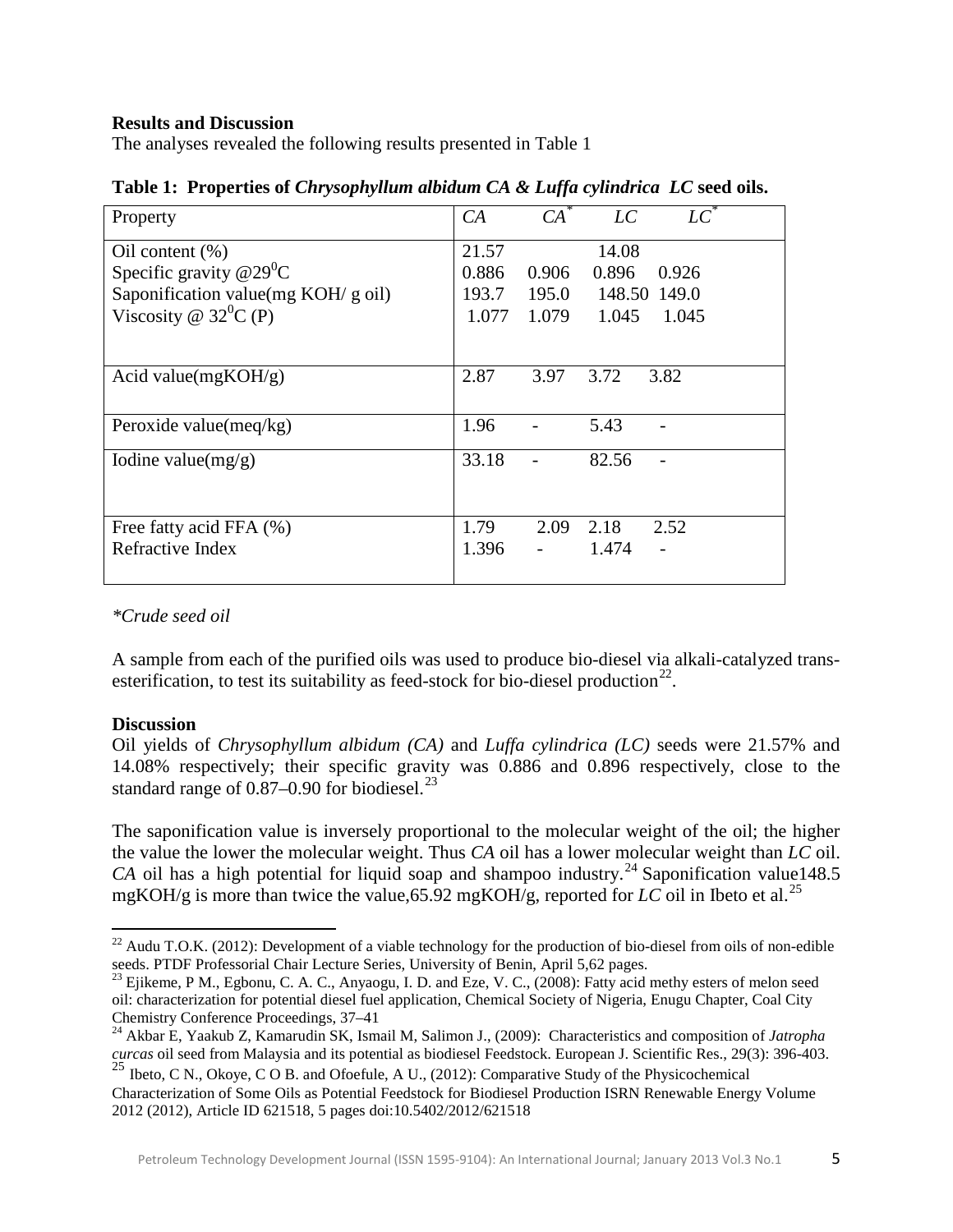**Results and Discussion**

The analyses revealed the following results presented in Table 1

**Table 1: Properties of *Chrysophyllum albidum CA* & *Luffa cylindrica LC* seed oils.**

| Property | *CA* | *CA*\* | *LC* | *LC*\* |
|---|---|---|---|---|
| Oil content (%) | 21.57 | | 14.08 | |
| Specific gravity @$29^0$C | 0.886 | 0.906 | 0.896 | 0.926 |
| Saponification value(mg KOH/ g oil) | 193.7 | 195.0 | 148.50 | 149.0 |
| Viscosity @ $32^0$C (P) | 1.077 | 1.079 | 1.045 | 1.045 |
| Acid value(mgKOH/g) | 2.87 | 3.97 | 3.72 | 3.82 |
| Peroxide value(meq/kg) | 1.96 | - | 5.43 | - |
| Iodine value(mg/g) | 33.18 | - | 82.56 | - |
| Free fatty acid FFA (%) | 1.79 | 2.09 | 2.18 | 2.52 |
| Refractive Index | 1.396 | - | 1.474 | - |

*\*Crude seed oil*

A sample from each of the purified oils was used to produce bio-diesel via alkali-catalyzed trans-esterification, to test its suitability as feed-stock for bio-diesel production[22].

**Discussion**

Oil yields of *Chrysophyllum albidum (CA)* and *Luffa cylindrica (LC)* seeds were 21.57% and 14.08% respectively; their specific gravity was 0.886 and 0.896 respectively, close to the standard range of 0.87–0.90 for biodiesel.[23]

The saponification value is inversely proportional to the molecular weight of the oil; the higher the value the lower the molecular weight. Thus *CA* oil has a lower molecular weight than *LC* oil. *CA* oil has a high potential for liquid soap and shampoo industry.[24] Saponification value148.5 mgKOH/g is more than twice the value,65.92 mgKOH/g, reported for *LC* oil in Ibeto et al.[25]

---

[22] Audu T.O.K. (2012): Development of a viable technology for the production of bio-diesel from oils of non-edible seeds. PTDF Professorial Chair Lecture Series, University of Benin, April 5,62 pages.

[23] Ejikeme, P M., Egbonu, C. A. C., Anyaogu, I. D. and Eze, V. C., (2008): Fatty acid methy esters of melon seed oil: characterization for potential diesel fuel application, Chemical Society of Nigeria, Enugu Chapter, Coal City Chemistry Conference Proceedings, 37–41

[24] Akbar E, Yaakub Z, Kamarudin SK, Ismail M, Salimon J., (2009): Characteristics and composition of *Jatropha curcas* oil seed from Malaysia and its potential as biodiesel Feedstock. European J. Scientific Res., 29(3): 396-403.

[25] Ibeto, C N., Okoye, C O B. and Ofoefule, A U., (2012): Comparative Study of the Physicochemical Characterization of Some Oils as Potential Feedstock for Biodiesel Production ISRN Renewable Energy Volume 2012 (2012), Article ID 621518, 5 pages doi:10.5402/2012/621518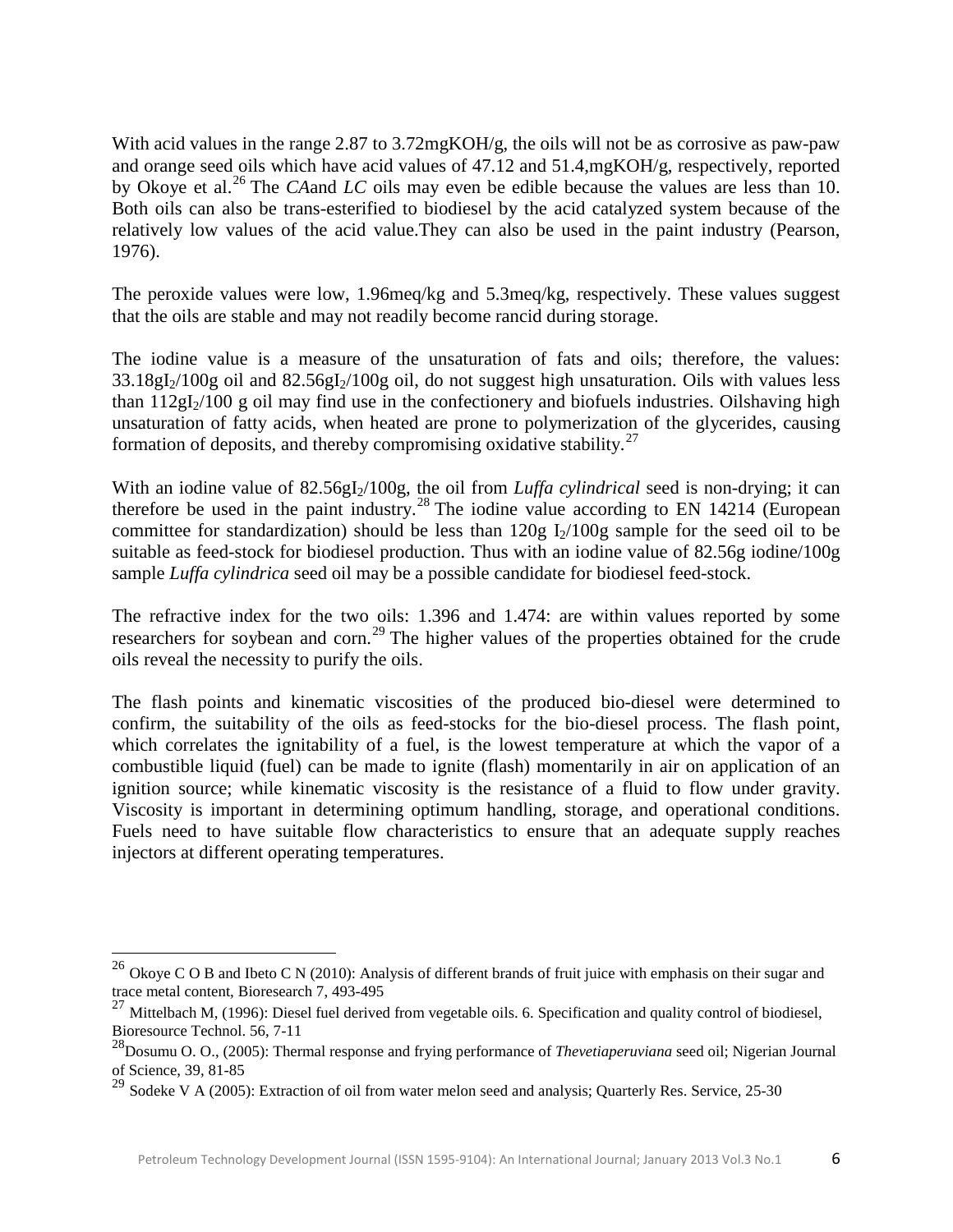With acid values in the range 2.87 to 3.72mgKOH/g, the oils will not be as corrosive as paw-paw and orange seed oils which have acid values of 47.12 and 51.4,mgKOH/g, respectively, reported by Okoye et al.[26] The *CA*and *LC* oils may even be edible because the values are less than 10. Both oils can also be trans-esterified to biodiesel by the acid catalyzed system because of the relatively low values of the acid value.They can also be used in the paint industry (Pearson, 1976).

The peroxide values were low, 1.96meq/kg and 5.3meq/kg, respectively. These values suggest that the oils are stable and may not readily become rancid during storage.

The iodine value is a measure of the unsaturation of fats and oils; therefore, the values: 33.18g$I_2$/100g oil and 82.56g$I_2$/100g oil, do not suggest high unsaturation. Oils with values less than 112g$I_2$/100 g oil may find use in the confectionery and biofuels industries. Oilshaving high unsaturation of fatty acids, when heated are prone to polymerization of the glycerides, causing formation of deposits, and thereby compromising oxidative stability.[27]

With an iodine value of 82.56g$I_2$/100g, the oil from *Luffa cylindrical* seed is non-drying; it can therefore be used in the paint industry.[28] The iodine value according to EN 14214 (European committee for standardization) should be less than 120g $I_2$/100g sample for the seed oil to be suitable as feed-stock for biodiesel production. Thus with an iodine value of 82.56g iodine/100g sample *Luffa cylindrica* seed oil may be a possible candidate for biodiesel feed-stock.

The refractive index for the two oils: 1.396 and 1.474: are within values reported by some researchers for soybean and corn.[29] The higher values of the properties obtained for the crude oils reveal the necessity to purify the oils.

The flash points and kinematic viscosities of the produced bio-diesel were determined to confirm, the suitability of the oils as feed-stocks for the bio-diesel process. The flash point, which correlates the ignitability of a fuel, is the lowest temperature at which the vapor of a combustible liquid (fuel) can be made to ignite (flash) momentarily in air on application of an ignition source; while kinematic viscosity is the resistance of a fluid to flow under gravity. Viscosity is important in determining optimum handling, storage, and operational conditions. Fuels need to have suitable flow characteristics to ensure that an adequate supply reaches injectors at different operating temperatures.

---

[26] Okoye C O B and Ibeto C N (2010): Analysis of different brands of fruit juice with emphasis on their sugar and trace metal content, Bioresearch 7, 493-495

[27] Mittelbach M, (1996): Diesel fuel derived from vegetable oils. 6. Specification and quality control of biodiesel, Bioresource Technol. 56, 7-11

[28] Dosumu O. O., (2005): Thermal response and frying performance of *Thevetiaperuviana* seed oil; Nigerian Journal of Science, 39, 81-85

[29] Sodeke V A (2005): Extraction of oil from water melon seed and analysis; Quarterly Res. Service, 25-30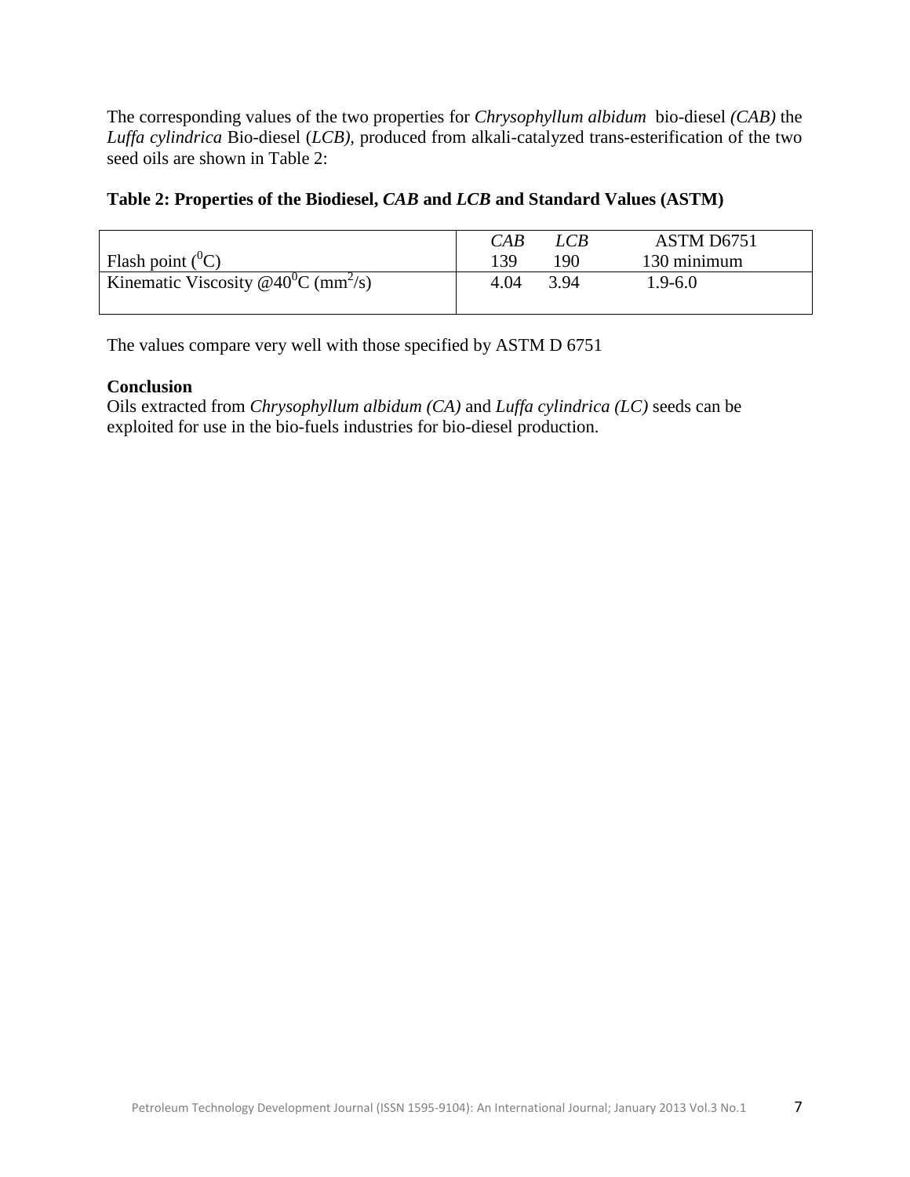The corresponding values of the two properties for *Chrysophyllum albidum* bio-diesel *(CAB)* the *Luffa cylindrica* Bio-diesel (*LCB)*, produced from alkali-catalyzed trans-esterification of the two seed oils are shown in Table 2:

**Table 2: Properties of the Biodiesel, *CAB* and *LCB* and Standard Values (ASTM)**

| | *CAB* | *LCB* | ASTM D6751 |
|---|---|---|---|
| Flash point ($^0$C) | 139 | 190 | 130 minimum |
| Kinematic Viscosity @40$^0$C (mm$^2$/s) | 4.04 | 3.94 | 1.9-6.0 |

The values compare very well with those specified by ASTM D 6751

**Conclusion**

Oils extracted from *Chrysophyllum albidum (CA)* and *Luffa cylindrica (LC)* seeds can be exploited for use in the bio-fuels industries for bio-diesel production.